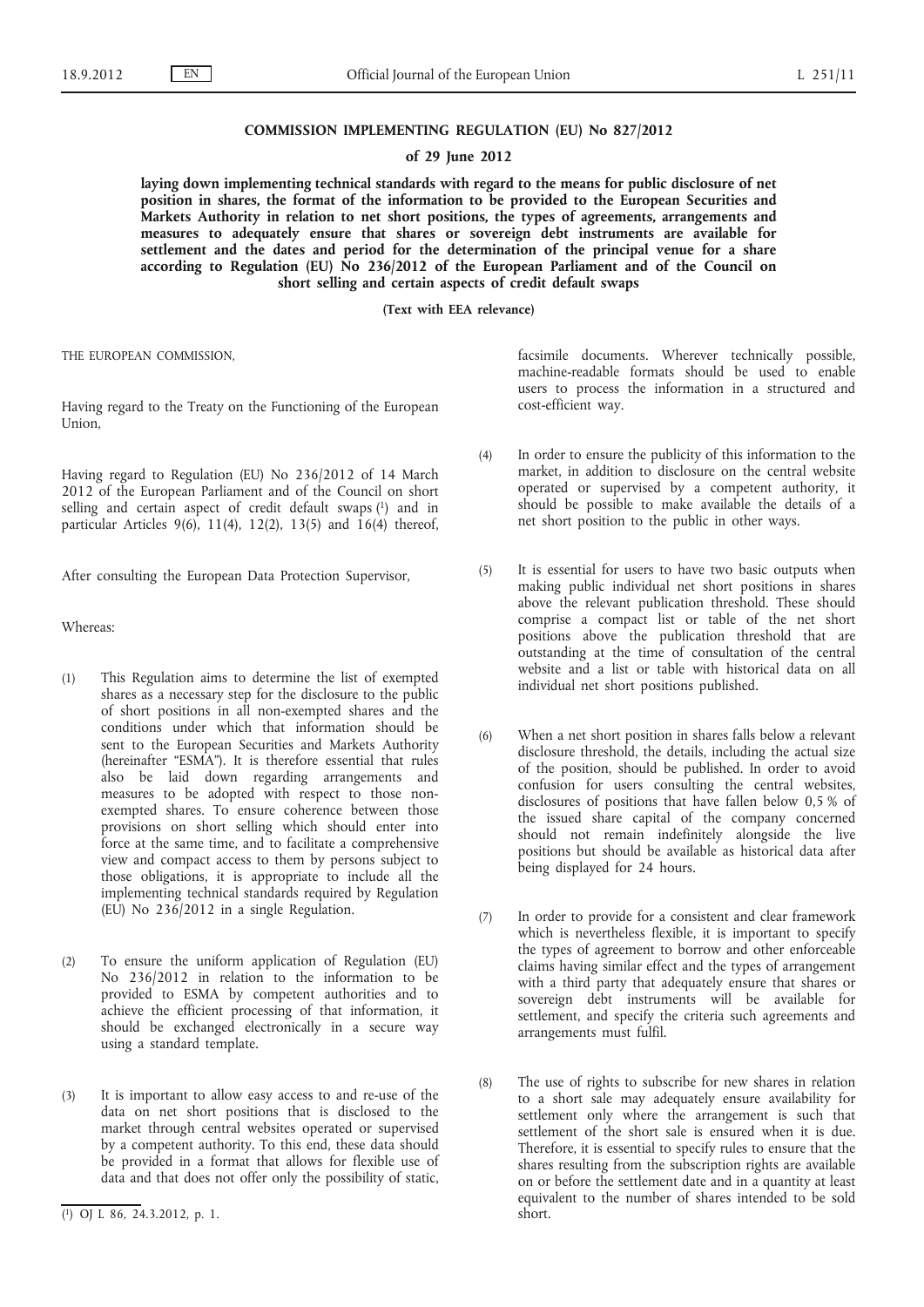# COMMISSION IMPLEMENTING REGULATION (EU) No 827/2012

## of 29 June 2012

**laying down implementing technical standards with regard to the means for public disclosure of net position in shares, the format of the information to be provided to the European Securities and Markets Authority in relation to net short positions, the types of agreements, arrangements and measures to adequately ensure that shares or sovereign debt instruments are available for settlement and the dates and period for the determination of the principal venue for a share according to Regulation (EU) No 236/2012 of the European Parliament and of the Council on short selling and certain aspects of credit default swaps**

**(Text with EEA relevance)**

THE EUROPEAN COMMISSION,

Having regard to the Treaty on the Functioning of the European Union,

Having regard to Regulation (EU) No 236/2012 of 14 March 2012 of the European Parliament and of the Council on short selling and certain aspect of credit default swaps [1] and in particular Articles 9(6), 11(4), 12(2), 13(5) and 16(4) thereof,

After consulting the European Data Protection Supervisor,

Whereas:

(1) This Regulation aims to determine the list of exempted shares as a necessary step for the disclosure to the public of short positions in all non-exempted shares and the conditions under which that information should be sent to the European Securities and Markets Authority (hereinafter "ESMA"). It is therefore essential that rules also be laid down regarding arrangements and measures to be adopted with respect to those non-exempted shares. To ensure coherence between those provisions on short selling which should enter into force at the same time, and to facilitate a comprehensive view and compact access to them by persons subject to those obligations, it is appropriate to include all the implementing technical standards required by Regulation (EU) No 236/2012 in a single Regulation.

(2) To ensure the uniform application of Regulation (EU) No 236/2012 in relation to the information to be provided to ESMA by competent authorities and to achieve the efficient processing of that information, it should be exchanged electronically in a secure way using a standard template.

(3) It is important to allow easy access to and re-use of the data on net short positions that is disclosed to the market through central websites operated or supervised by a competent authority. To this end, these data should be provided in a format that allows for flexible use of data and that does not offer only the possibility of static, facsimile documents. Wherever technically possible, machine-readable formats should be used to enable users to process the information in a structured and cost-efficient way.

(4) In order to ensure the publicity of this information to the market, in addition to disclosure on the central website operated or supervised by a competent authority, it should be possible to make available the details of a net short position to the public in other ways.

(5) It is essential for users to have two basic outputs when making public individual net short positions in shares above the relevant publication threshold. These should comprise a compact list or table of the net short positions above the publication threshold that are outstanding at the time of consultation of the central website and a list or table with historical data on all individual net short positions published.

(6) When a net short position in shares falls below a relevant disclosure threshold, the details, including the actual size of the position, should be published. In order to avoid confusion for users consulting the central websites, disclosures of positions that have fallen below 0,5 % of the issued share capital of the company concerned should not remain indefinitely alongside the live positions but should be available as historical data after being displayed for 24 hours.

(7) In order to provide for a consistent and clear framework which is nevertheless flexible, it is important to specify the types of agreement to borrow and other enforceable claims having similar effect and the types of arrangement with a third party that adequately ensure that shares or sovereign debt instruments will be available for settlement, and specify the criteria such agreements and arrangements must fulfil.

(8) The use of rights to subscribe for new shares in relation to a short sale may adequately ensure availability for settlement only where the arrangement is such that settlement of the short sale is ensured when it is due. Therefore, it is essential to specify rules to ensure that the shares resulting from the subscription rights are available on or before the settlement date and in a quantity at least equivalent to the number of shares intended to be sold short.

[1] OJ L 86, 24.3.2012, p. 1.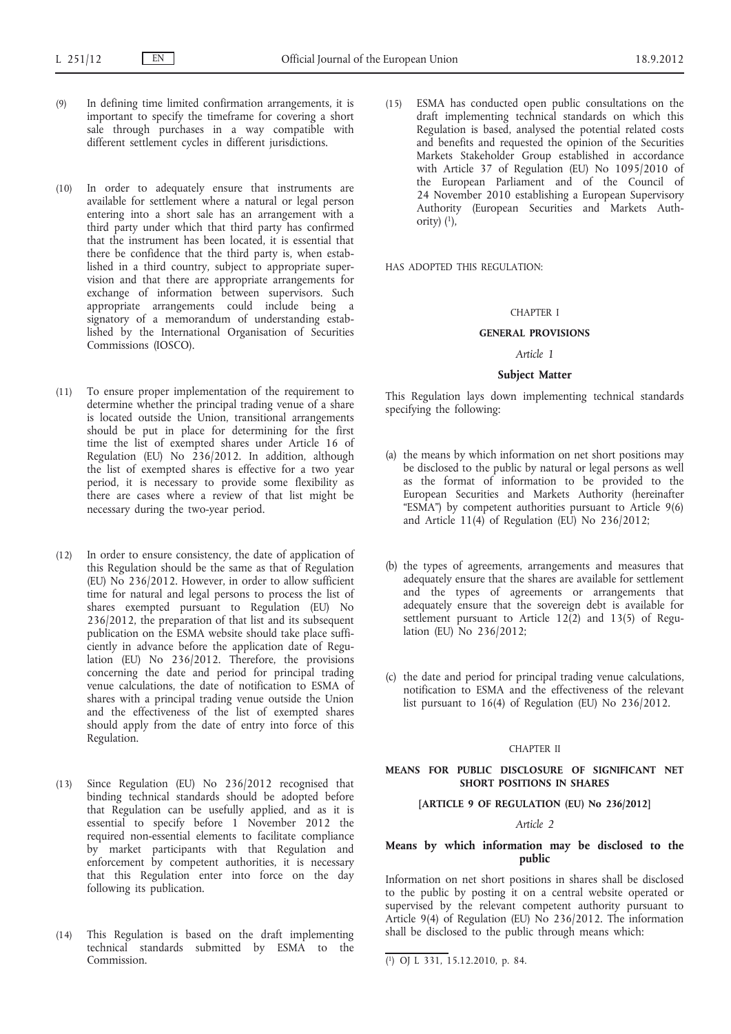(9) In defining time limited confirmation arrangements, it is important to specify the timeframe for covering a short sale through purchases in a way compatible with different settlement cycles in different jurisdictions.

(10) In order to adequately ensure that instruments are available for settlement where a natural or legal person entering into a short sale has an arrangement with a third party under which that third party has confirmed that the instrument has been located, it is essential that there be confidence that the third party is, when established in a third country, subject to appropriate supervision and that there are appropriate arrangements for exchange of information between supervisors. Such appropriate arrangements could include being a signatory of a memorandum of understanding established by the International Organisation of Securities Commissions (IOSCO).

(11) To ensure proper implementation of the requirement to determine whether the principal trading venue of a share is located outside the Union, transitional arrangements should be put in place for determining for the first time the list of exempted shares under Article 16 of Regulation (EU) No 236/2012. In addition, although the list of exempted shares is effective for a two year period, it is necessary to provide some flexibility as there are cases where a review of that list might be necessary during the two-year period.

(12) In order to ensure consistency, the date of application of this Regulation should be the same as that of Regulation (EU) No 236/2012. However, in order to allow sufficient time for natural and legal persons to process the list of shares exempted pursuant to Regulation (EU) No 236/2012, the preparation of that list and its subsequent publication on the ESMA website should take place sufficiently in advance before the application date of Regulation (EU) No 236/2012. Therefore, the provisions concerning the date and period for principal trading venue calculations, the date of notification to ESMA of shares with a principal trading venue outside the Union and the effectiveness of the list of exempted shares should apply from the date of entry into force of this Regulation.

(13) Since Regulation (EU) No 236/2012 recognised that binding technical standards should be adopted before that Regulation can be usefully applied, and as it is essential to specify before 1 November 2012 the required non-essential elements to facilitate compliance by market participants with that Regulation and enforcement by competent authorities, it is necessary that this Regulation enter into force on the day following its publication.

(14) This Regulation is based on the draft implementing technical standards submitted by ESMA to the Commission.

(15) ESMA has conducted open public consultations on the draft implementing technical standards on which this Regulation is based, analysed the potential related costs and benefits and requested the opinion of the Securities Markets Stakeholder Group established in accordance with Article 37 of Regulation (EU) No 1095/2010 of the European Parliament and of the Council of 24 November 2010 establishing a European Supervisory Authority (European Securities and Markets Authority) [1],

HAS ADOPTED THIS REGULATION:

## CHAPTER I

## GENERAL PROVISIONS

### *Article 1*

### Subject Matter

This Regulation lays down implementing technical standards specifying the following:

(a) the means by which information on net short positions may be disclosed to the public by natural or legal persons as well as the format of information to be provided to the European Securities and Markets Authority (hereinafter "ESMA") by competent authorities pursuant to Article 9(6) and Article 11(4) of Regulation (EU) No 236/2012;

(b) the types of agreements, arrangements and measures that adequately ensure that the shares are available for settlement and the types of agreements or arrangements that adequately ensure that the sovereign debt is available for settlement pursuant to Article 12(2) and 13(5) of Regulation (EU) No 236/2012;

(c) the date and period for principal trading venue calculations, notification to ESMA and the effectiveness of the relevant list pursuant to 16(4) of Regulation (EU) No 236/2012.

## CHAPTER II

## MEANS FOR PUBLIC DISCLOSURE OF SIGNIFICANT NET SHORT POSITIONS IN SHARES

### [ARTICLE 9 OF REGULATION (EU) No 236/2012]

### *Article 2*

### Means by which information may be disclosed to the public

Information on net short positions in shares shall be disclosed to the public by posting it on a central website operated or supervised by the relevant competent authority pursuant to Article 9(4) of Regulation (EU) No 236/2012. The information shall be disclosed to the public through means which:

[1] OJ L 331, 15.12.2010, p. 84.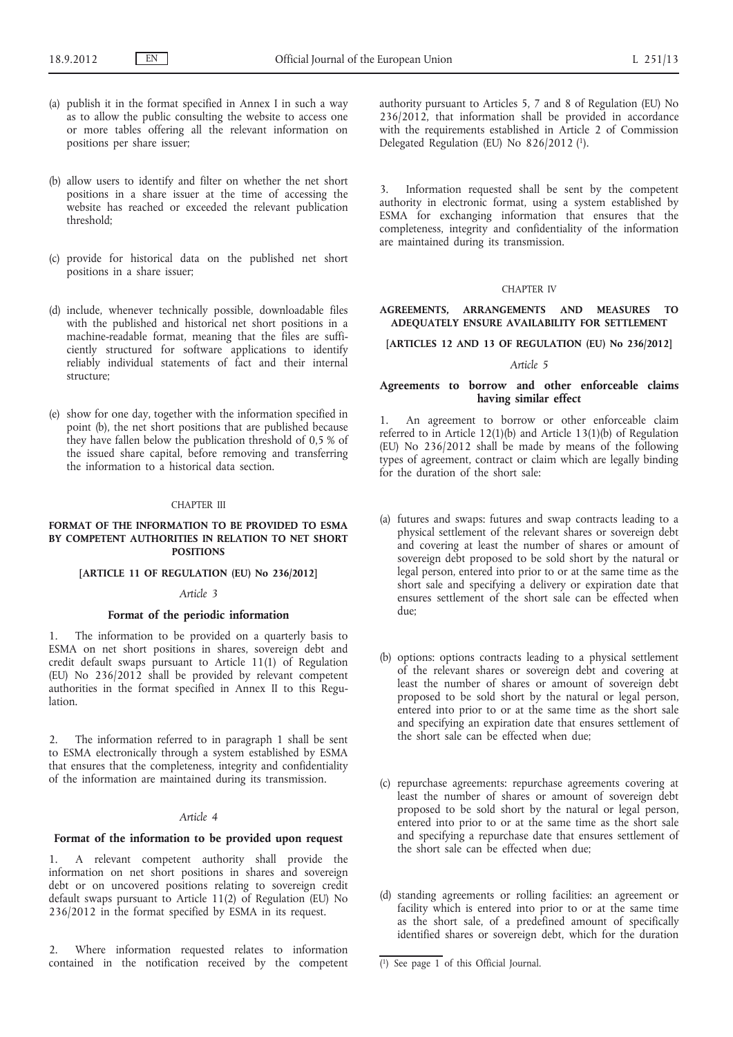(a) publish it in the format specified in Annex I in such a way as to allow the public consulting the website to access one or more tables offering all the relevant information on positions per share issuer;

(b) allow users to identify and filter on whether the net short positions in a share issuer at the time of accessing the website has reached or exceeded the relevant publication threshold;

(c) provide for historical data on the published net short positions in a share issuer;

(d) include, whenever technically possible, downloadable files with the published and historical net short positions in a machine-readable format, meaning that the files are sufficiently structured for software applications to identify reliably individual statements of fact and their internal structure;

(e) show for one day, together with the information specified in point (b), the net short positions that are published because they have fallen below the publication threshold of 0,5 % of the issued share capital, before removing and transferring the information to a historical data section.

CHAPTER III

## FORMAT OF THE INFORMATION TO BE PROVIDED TO ESMA BY COMPETENT AUTHORITIES IN RELATION TO NET SHORT POSITIONS

**[ARTICLE 11 OF REGULATION (EU) No 236/2012]**

*Article 3*

### Format of the periodic information

1. The information to be provided on a quarterly basis to ESMA on net short positions in shares, sovereign debt and credit default swaps pursuant to Article 11(1) of Regulation (EU) No 236/2012 shall be provided by relevant competent authorities in the format specified in Annex II to this Regulation.

2. The information referred to in paragraph 1 shall be sent to ESMA electronically through a system established by ESMA that ensures that the completeness, integrity and confidentiality of the information are maintained during its transmission.

*Article 4*

### Format of the information to be provided upon request

1. A relevant competent authority shall provide the information on net short positions in shares and sovereign debt or on uncovered positions relating to sovereign credit default swaps pursuant to Article 11(2) of Regulation (EU) No 236/2012 in the format specified by ESMA in its request.

2. Where information requested relates to information contained in the notification received by the competent authority pursuant to Articles 5, 7 and 8 of Regulation (EU) No 236/2012, that information shall be provided in accordance with the requirements established in Article 2 of Commission Delegated Regulation (EU) No 826/2012 [1].

3. Information requested shall be sent by the competent authority in electronic format, using a system established by ESMA for exchanging information that ensures that the completeness, integrity and confidentiality of the information are maintained during its transmission.

CHAPTER IV

## AGREEMENTS, ARRANGEMENTS AND MEASURES TO ADEQUATELY ENSURE AVAILABILITY FOR SETTLEMENT

**[ARTICLES 12 AND 13 OF REGULATION (EU) No 236/2012]**

*Article 5*

### Agreements to borrow and other enforceable claims having similar effect

1. An agreement to borrow or other enforceable claim referred to in Article 12(1)(b) and Article 13(1)(b) of Regulation (EU) No 236/2012 shall be made by means of the following types of agreement, contract or claim which are legally binding for the duration of the short sale:

(a) futures and swaps: futures and swap contracts leading to a physical settlement of the relevant shares or sovereign debt and covering at least the number of shares or amount of sovereign debt proposed to be sold short by the natural or legal person, entered into prior to or at the same time as the short sale and specifying a delivery or expiration date that ensures settlement of the short sale can be effected when due;

(b) options: options contracts leading to a physical settlement of the relevant shares or sovereign debt and covering at least the number of shares or amount of sovereign debt proposed to be sold short by the natural or legal person, entered into prior to or at the same time as the short sale and specifying an expiration date that ensures settlement of the short sale can be effected when due;

(c) repurchase agreements: repurchase agreements covering at least the number of shares or amount of sovereign debt proposed to be sold short by the natural or legal person, entered into prior to or at the same time as the short sale and specifying a repurchase date that ensures settlement of the short sale can be effected when due;

(d) standing agreements or rolling facilities: an agreement or facility which is entered into prior to or at the same time as the short sale, of a predefined amount of specifically identified shares or sovereign debt, which for the duration

[1] See page 1 of this Official Journal.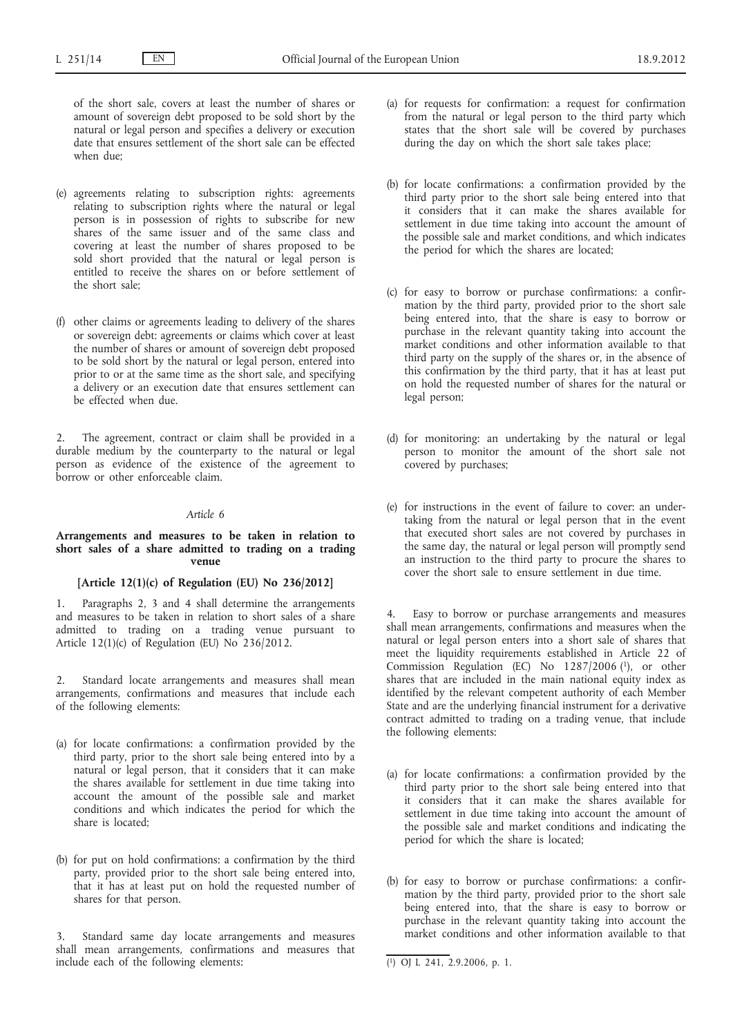of the short sale, covers at least the number of shares or amount of sovereign debt proposed to be sold short by the natural or legal person and specifies a delivery or execution date that ensures settlement of the short sale can be effected when due;

(e) agreements relating to subscription rights: agreements relating to subscription rights where the natural or legal person is in possession of rights to subscribe for new shares of the same issuer and of the same class and covering at least the number of shares proposed to be sold short provided that the natural or legal person is entitled to receive the shares on or before settlement of the short sale;

(f) other claims or agreements leading to delivery of the shares or sovereign debt: agreements or claims which cover at least the number of shares or amount of sovereign debt proposed to be sold short by the natural or legal person, entered into prior to or at the same time as the short sale, and specifying a delivery or an execution date that ensures settlement can be effected when due.

2. The agreement, contract or claim shall be provided in a durable medium by the counterparty to the natural or legal person as evidence of the existence of the agreement to borrow or other enforceable claim.

*Article 6*

**Arrangements and measures to be taken in relation to short sales of a share admitted to trading on a trading venue**

**[Article 12(1)(c) of Regulation (EU) No 236/2012]**

1. Paragraphs 2, 3 and 4 shall determine the arrangements and measures to be taken in relation to short sales of a share admitted to trading on a trading venue pursuant to Article 12(1)(c) of Regulation (EU) No 236/2012.

2. Standard locate arrangements and measures shall mean arrangements, confirmations and measures that include each of the following elements:

(a) for locate confirmations: a confirmation provided by the third party, prior to the short sale being entered into by a natural or legal person, that it considers that it can make the shares available for settlement in due time taking into account the amount of the possible sale and market conditions and which indicates the period for which the share is located;

(b) for put on hold confirmations: a confirmation by the third party, provided prior to the short sale being entered into, that it has at least put on hold the requested number of shares for that person.

3. Standard same day locate arrangements and measures shall mean arrangements, confirmations and measures that include each of the following elements:

(a) for requests for confirmation: a request for confirmation from the natural or legal person to the third party which states that the short sale will be covered by purchases during the day on which the short sale takes place;

(b) for locate confirmations: a confirmation provided by the third party prior to the short sale being entered into that it considers that it can make the shares available for settlement in due time taking into account the amount of the possible sale and market conditions, and which indicates the period for which the shares are located;

(c) for easy to borrow or purchase confirmations: a confirmation by the third party, provided prior to the short sale being entered into, that the share is easy to borrow or purchase in the relevant quantity taking into account the market conditions and other information available to that third party on the supply of the shares or, in the absence of this confirmation by the third party, that it has at least put on hold the requested number of shares for the natural or legal person;

(d) for monitoring: an undertaking by the natural or legal person to monitor the amount of the short sale not covered by purchases;

(e) for instructions in the event of failure to cover: an undertaking from the natural or legal person that in the event that executed short sales are not covered by purchases in the same day, the natural or legal person will promptly send an instruction to the third party to procure the shares to cover the short sale to ensure settlement in due time.

4. Easy to borrow or purchase arrangements and measures shall mean arrangements, confirmations and measures when the natural or legal person enters into a short sale of shares that meet the liquidity requirements established in Article 22 of Commission Regulation (EC) No 1287/2006 [1], or other shares that are included in the main national equity index as identified by the relevant competent authority of each Member State and are the underlying financial instrument for a derivative contract admitted to trading on a trading venue, that include the following elements:

(a) for locate confirmations: a confirmation provided by the third party prior to the short sale being entered into that it considers that it can make the shares available for settlement in due time taking into account the amount of the possible sale and market conditions and indicating the period for which the share is located;

(b) for easy to borrow or purchase confirmations: a confirmation by the third party, provided prior to the short sale being entered into, that the share is easy to borrow or purchase in the relevant quantity taking into account the market conditions and other information available to that

---

[1] OJ L 241, 2.9.2006, p. 1.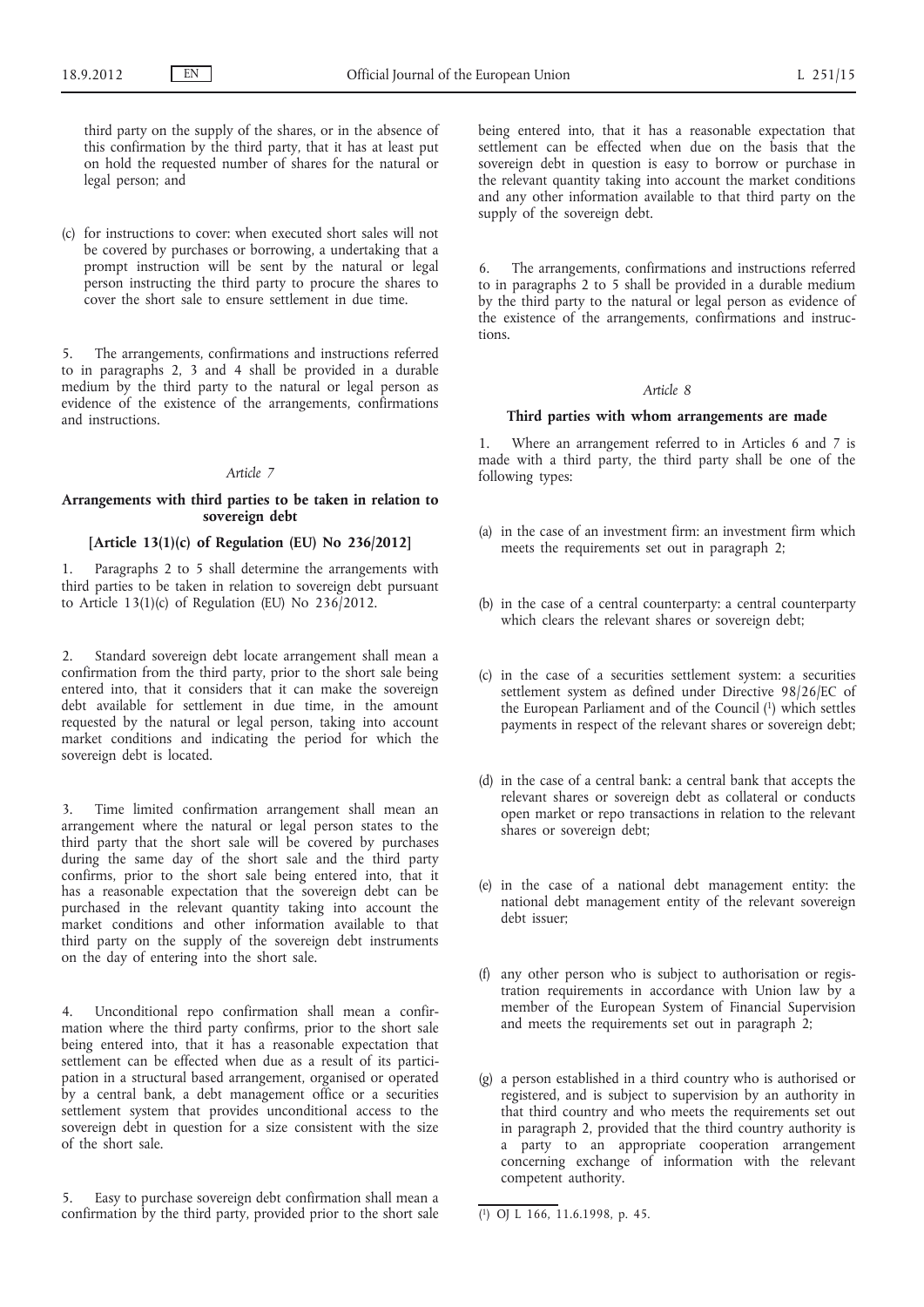third party on the supply of the shares, or in the absence of this confirmation by the third party, that it has at least put on hold the requested number of shares for the natural or legal person; and

(c) for instructions to cover: when executed short sales will not be covered by purchases or borrowing, a undertaking that a prompt instruction will be sent by the natural or legal person instructing the third party to procure the shares to cover the short sale to ensure settlement in due time.

5. The arrangements, confirmations and instructions referred to in paragraphs 2, 3 and 4 shall be provided in a durable medium by the third party to the natural or legal person as evidence of the existence of the arrangements, confirmations and instructions.

*Article 7*

**Arrangements with third parties to be taken in relation to sovereign debt**

**[Article 13(1)(c) of Regulation (EU) No 236/2012]**

1. Paragraphs 2 to 5 shall determine the arrangements with third parties to be taken in relation to sovereign debt pursuant to Article 13(1)(c) of Regulation (EU) No 236/2012.

2. Standard sovereign debt locate arrangement shall mean a confirmation from the third party, prior to the short sale being entered into, that it considers that it can make the sovereign debt available for settlement in due time, in the amount requested by the natural or legal person, taking into account market conditions and indicating the period for which the sovereign debt is located.

3. Time limited confirmation arrangement shall mean an arrangement where the natural or legal person states to the third party that the short sale will be covered by purchases during the same day of the short sale and the third party confirms, prior to the short sale being entered into, that it has a reasonable expectation that the sovereign debt can be purchased in the relevant quantity taking into account the market conditions and other information available to that third party on the supply of the sovereign debt instruments on the day of entering into the short sale.

4. Unconditional repo confirmation shall mean a confirmation where the third party confirms, prior to the short sale being entered into, that it has a reasonable expectation that settlement can be effected when due as a result of its participation in a structural based arrangement, organised or operated by a central bank, a debt management office or a securities settlement system that provides unconditional access to the sovereign debt in question for a size consistent with the size of the short sale.

5. Easy to purchase sovereign debt confirmation shall mean a confirmation by the third party, provided prior to the short sale being entered into, that it has a reasonable expectation that settlement can be effected when due on the basis that the sovereign debt in question is easy to borrow or purchase in the relevant quantity taking into account the market conditions and any other information available to that third party on the supply of the sovereign debt.

6. The arrangements, confirmations and instructions referred to in paragraphs 2 to 5 shall be provided in a durable medium by the third party to the natural or legal person as evidence of the existence of the arrangements, confirmations and instructions.

*Article 8*

**Third parties with whom arrangements are made**

1. Where an arrangement referred to in Articles 6 and 7 is made with a third party, the third party shall be one of the following types:

(a) in the case of an investment firm: an investment firm which meets the requirements set out in paragraph 2;

(b) in the case of a central counterparty: a central counterparty which clears the relevant shares or sovereign debt;

(c) in the case of a securities settlement system: a securities settlement system as defined under Directive 98/26/EC of the European Parliament and of the Council [1] which settles payments in respect of the relevant shares or sovereign debt;

(d) in the case of a central bank: a central bank that accepts the relevant shares or sovereign debt as collateral or conducts open market or repo transactions in relation to the relevant shares or sovereign debt;

(e) in the case of a national debt management entity: the national debt management entity of the relevant sovereign debt issuer;

(f) any other person who is subject to authorisation or registration requirements in accordance with Union law by a member of the European System of Financial Supervision and meets the requirements set out in paragraph 2;

(g) a person established in a third country who is authorised or registered, and is subject to supervision by an authority in that third country and who meets the requirements set out in paragraph 2, provided that the third country authority is a party to an appropriate cooperation arrangement concerning exchange of information with the relevant competent authority.

---

[1] OJ L 166, 11.6.1998, p. 45.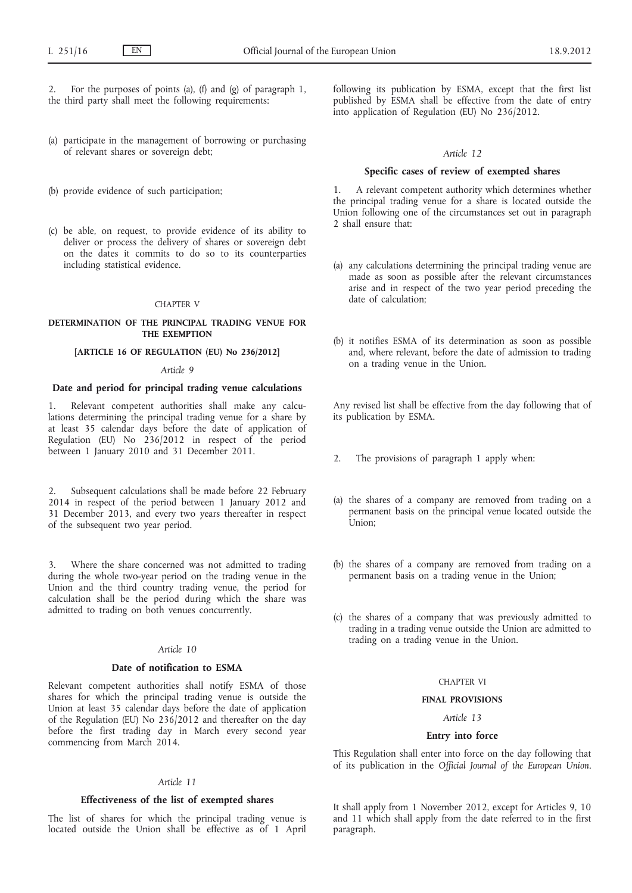2. For the purposes of points (a), (f) and (g) of paragraph 1, the third party shall meet the following requirements:

(a) participate in the management of borrowing or purchasing of relevant shares or sovereign debt;

(b) provide evidence of such participation;

(c) be able, on request, to provide evidence of its ability to deliver or process the delivery of shares or sovereign debt on the dates it commits to do so to its counterparties including statistical evidence.

CHAPTER V

**DETERMINATION OF THE PRINCIPAL TRADING VENUE FOR THE EXEMPTION**

**[ARTICLE 16 OF REGULATION (EU) No 236/2012]**

*Article 9*

**Date and period for principal trading venue calculations**

1. Relevant competent authorities shall make any calculations determining the principal trading venue for a share by at least 35 calendar days before the date of application of Regulation (EU) No 236/2012 in respect of the period between 1 January 2010 and 31 December 2011.

2. Subsequent calculations shall be made before 22 February 2014 in respect of the period between 1 January 2012 and 31 December 2013, and every two years thereafter in respect of the subsequent two year period.

3. Where the share concerned was not admitted to trading during the whole two-year period on the trading venue in the Union and the third country trading venue, the period for calculation shall be the period during which the share was admitted to trading on both venues concurrently.

*Article 10*

**Date of notification to ESMA**

Relevant competent authorities shall notify ESMA of those shares for which the principal trading venue is outside the Union at least 35 calendar days before the date of application of the Regulation (EU) No 236/2012 and thereafter on the day before the first trading day in March every second year commencing from March 2014.

*Article 11*

**Effectiveness of the list of exempted shares**

The list of shares for which the principal trading venue is located outside the Union shall be effective as of 1 April following its publication by ESMA, except that the first list published by ESMA shall be effective from the date of entry into application of Regulation (EU) No 236/2012.

*Article 12*

**Specific cases of review of exempted shares**

1. A relevant competent authority which determines whether the principal trading venue for a share is located outside the Union following one of the circumstances set out in paragraph 2 shall ensure that:

(a) any calculations determining the principal trading venue are made as soon as possible after the relevant circumstances arise and in respect of the two year period preceding the date of calculation;

(b) it notifies ESMA of its determination as soon as possible and, where relevant, before the date of admission to trading on a trading venue in the Union.

Any revised list shall be effective from the day following that of its publication by ESMA.

2. The provisions of paragraph 1 apply when:

(a) the shares of a company are removed from trading on a permanent basis on the principal venue located outside the Union;

(b) the shares of a company are removed from trading on a permanent basis on a trading venue in the Union;

(c) the shares of a company that was previously admitted to trading in a trading venue outside the Union are admitted to trading on a trading venue in the Union.

CHAPTER VI

**FINAL PROVISIONS**

*Article 13*

**Entry into force**

This Regulation shall enter into force on the day following that of its publication in the *Official Journal of the European Union*.

It shall apply from 1 November 2012, except for Articles 9, 10 and 11 which shall apply from the date referred to in the first paragraph.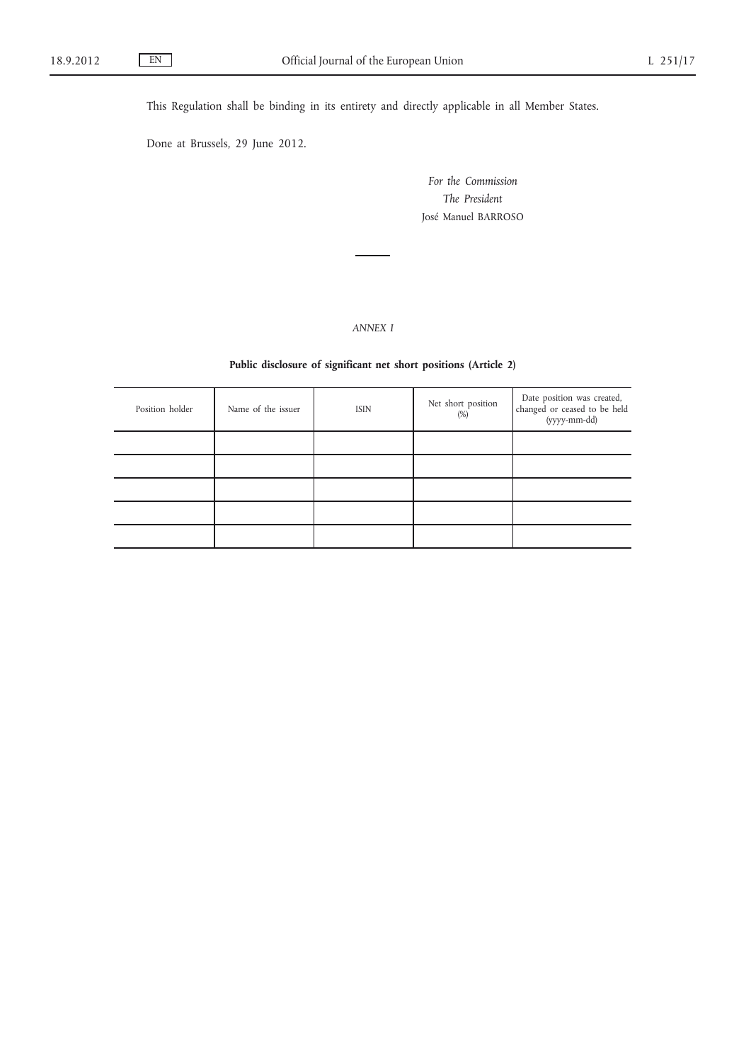This Regulation shall be binding in its entirety and directly applicable in all Member States.

Done at Brussels, 29 June 2012.

*For the Commission*

*The President*

José Manuel BARROSO

---

*ANNEX I*

**Public disclosure of significant net short positions (Article 2)**

| Position holder | Name of the issuer | ISIN | Net short position (%) | Date position was created, changed or ceased to be held (yyyy-mm-dd) |
|---|---|---|---|---|
| | | | | |
| | | | | |
| | | | | |
| | | | | |
| | | | | |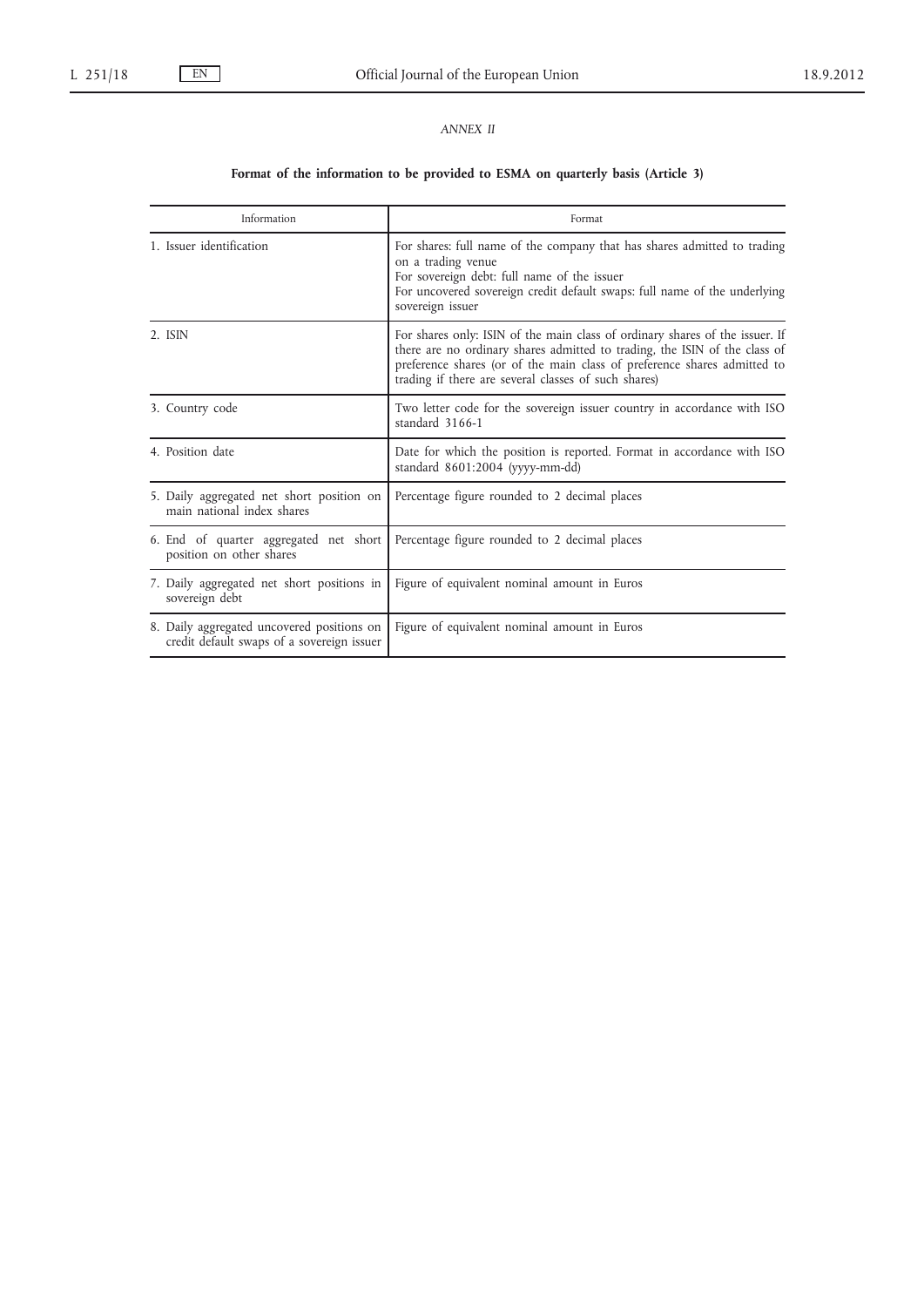*ANNEX II*

**Format of the information to be provided to ESMA on quarterly basis (Article 3)**

| Information | Format |
|---|---|
| 1. Issuer identification | For shares: full name of the company that has shares admitted to trading on a trading venue<br>For sovereign debt: full name of the issuer<br>For uncovered sovereign credit default swaps: full name of the underlying sovereign issuer |
| 2. ISIN | For shares only: ISIN of the main class of ordinary shares of the issuer. If there are no ordinary shares admitted to trading, the ISIN of the class of preference shares (or of the main class of preference shares admitted to trading if there are several classes of such shares) |
| 3. Country code | Two letter code for the sovereign issuer country in accordance with ISO standard 3166-1 |
| 4. Position date | Date for which the position is reported. Format in accordance with ISO standard 8601:2004 (yyyy-mm-dd) |
| 5. Daily aggregated net short position on main national index shares | Percentage figure rounded to 2 decimal places |
| 6. End of quarter aggregated net short position on other shares | Percentage figure rounded to 2 decimal places |
| 7. Daily aggregated net short positions in sovereign debt | Figure of equivalent nominal amount in Euros |
| 8. Daily aggregated uncovered positions on credit default swaps of a sovereign issuer | Figure of equivalent nominal amount in Euros |